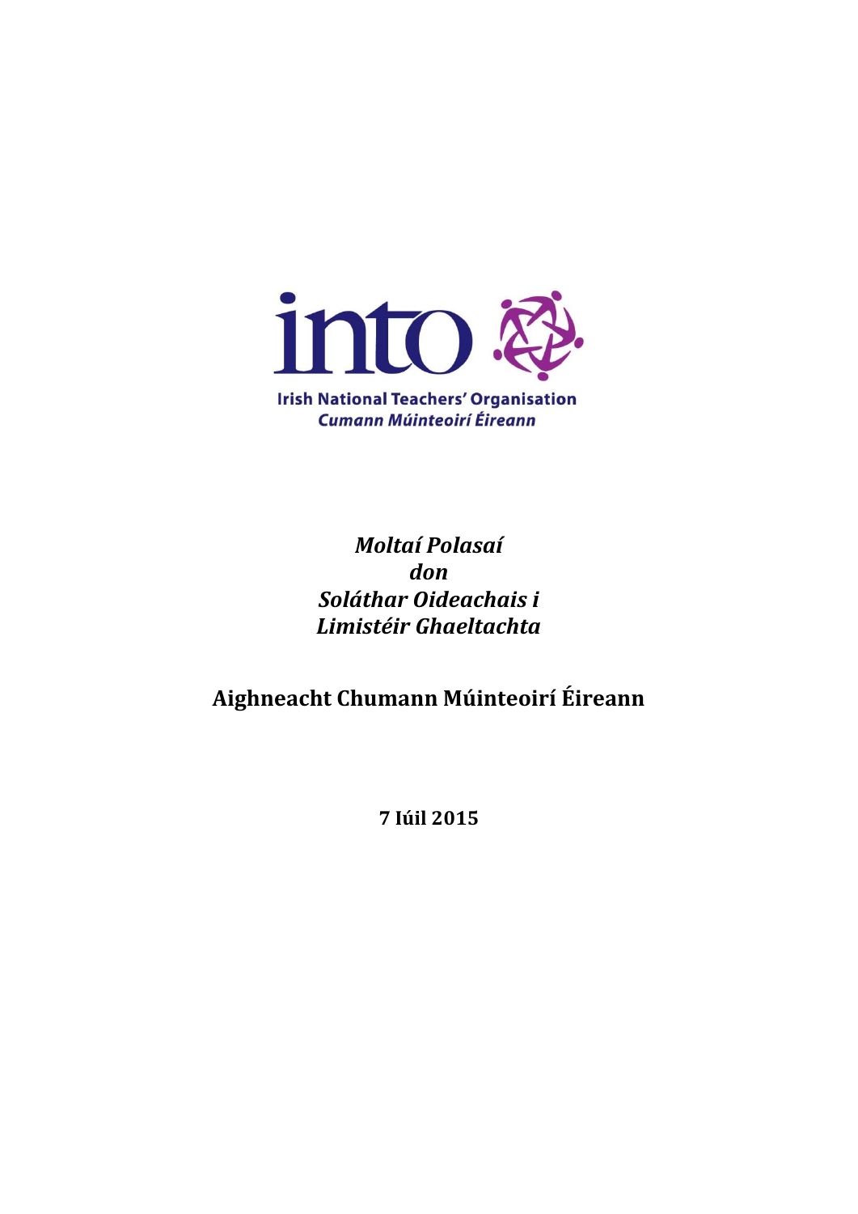into

Irish National Teachers' Organisation
*Cumann Múinteoirí Éireann*

# *Moltaí Polasaí don Soláthar Oideachais i Limistéir Ghaeltachta*

## Aighneacht Chumann Múinteoirí Éireann

**7 Iúil 2015**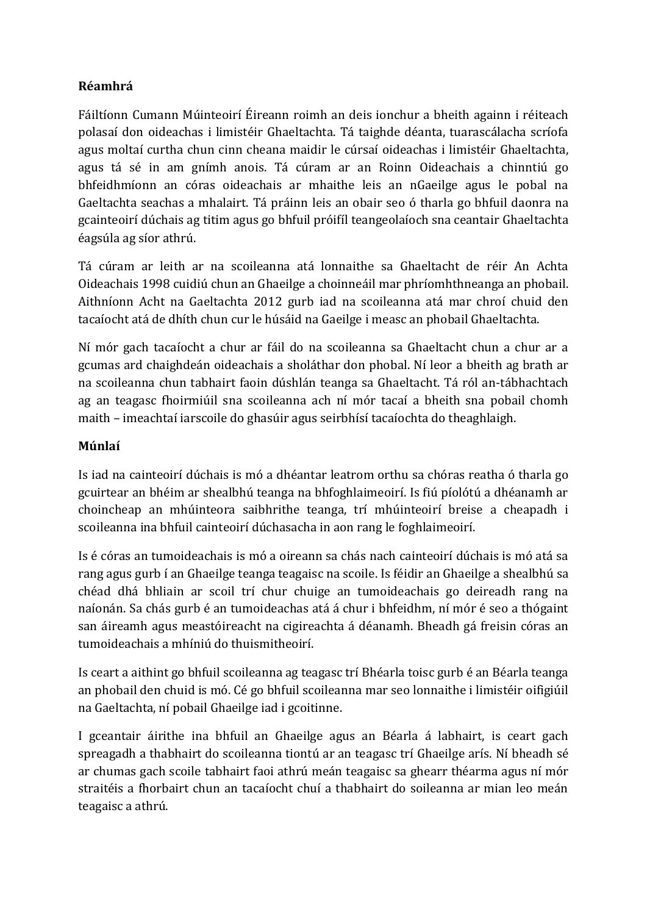**Réamhrá**

Fáiltíonn Cumann Múinteoirí Éireann roimh an deis ionchur a bheith againn i réiteach polasaí don oideachas i limistéir Ghaeltachta. Tá taighde déanta, tuarascálacha scríofa agus moltaí curtha chun cinn cheana maidir le cúrsaí oideachas i limistéir Ghaeltachta, agus tá sé in am gnímh anois. Tá cúram ar an Roinn Oideachais a chinntiú go bhfeidhmíonn an córas oideachais ar mhaithe leis an nGaeilge agus le pobal na Gaeltachta seachas a mhalairt. Tá práinn leis an obair seo ó tharla go bhfuil daonra na gcainteoirí dúchais ag titim agus go bhfuil próifíl teangeolaíoch sna ceantair Ghaeltachta éagsúla ag síor athrú.

Tá cúram ar leith ar na scoileanna atá lonnaithe sa Ghaeltacht de réir An Achta Oideachais 1998 cuidiú chun an Ghaeilge a choinneáil mar phríomhtheanga an phobail. Aithníonn Acht na Gaeltachta 2012 gurb iad na scoileanna atá mar chroí chuid den tacaíocht atá de dhíth chun cur le húsáid na Gaeilge i measc an phobail Ghaeltachta.

Ní mór gach tacaíocht a chur ar fáil do na scoileanna sa Ghaeltacht chun a chur ar a gcumas ard chaighdeán oideachais a sholáthar don phobal. Ní leor a bheith ag brath ar na scoileanna chun tabhairt faoin dúshlán teanga sa Ghaeltacht. Tá ról an-tábhachtach ag an teagasc fhoirmiúil sna scoileanna ach ní mór tacaí a bheith sna pobail chomh maith – imeachtaí iarscoile do ghasúir agus seirbhísí tacaíochta do theaghlaigh.

**Múnlaí**

Is iad na cainteoirí dúchais is mó a dhéantar leatrom orthu sa chóras reatha ó tharla go gcuirtear an bhéim ar shealbhú teanga na bhfoghlaimeoirí. Is fiú píolótú a dhéanamh ar choincheap an mhúinteora saibhrithe teanga, trí mhúinteoirí breise a cheapadh i scoileanna ina bhfuil cainteoirí dúchasacha in aon rang le foghlaimeoirí.

Is é córas an tumoideachais is mó a oireann sa chás nach cainteoirí dúchais is mó atá sa rang agus gurb í an Ghaeilge teanga teagaisc na scoile. Is féidir an Ghaeilge a shealbhú sa chéad dhá bhliain ar scoil trí chur chuige an tumoideachais go deireadh rang na naíonán. Sa chás gurb é an tumoideachas atá á chur i bhfeidhm, ní mór é seo a thógaint san áireamh agus meastóireacht na cigireachta á déanamh. Bheadh gá freisin córas an tumoideachais a mhíniú do thuismitheoirí.

Is ceart a aithint go bhfuil scoileanna ag teagasc trí Bhéarla toisc gurb é an Béarla teanga an phobail den chuid is mó. Cé go bhfuil scoileanna mar seo lonnaithe i limistéir oifigiúil na Gaeltachta, ní pobail Ghaeilge iad i gcoitinne.

I gceantair áirithe ina bhfuil an Ghaeilge agus an Béarla á labhairt, is ceart gach spreagadh a thabhairt do scoileanna tiontú ar an teagasc trí Ghaeilge arís. Ní bheadh sé ar chumas gach scoile tabhairt faoi athrú meán teagaisc sa ghearr théarma agus ní mór straitéis a fhorbairt chun an tacaíocht chuí a thabhairt do soileanna ar mian leo meán teagaisc a athrú.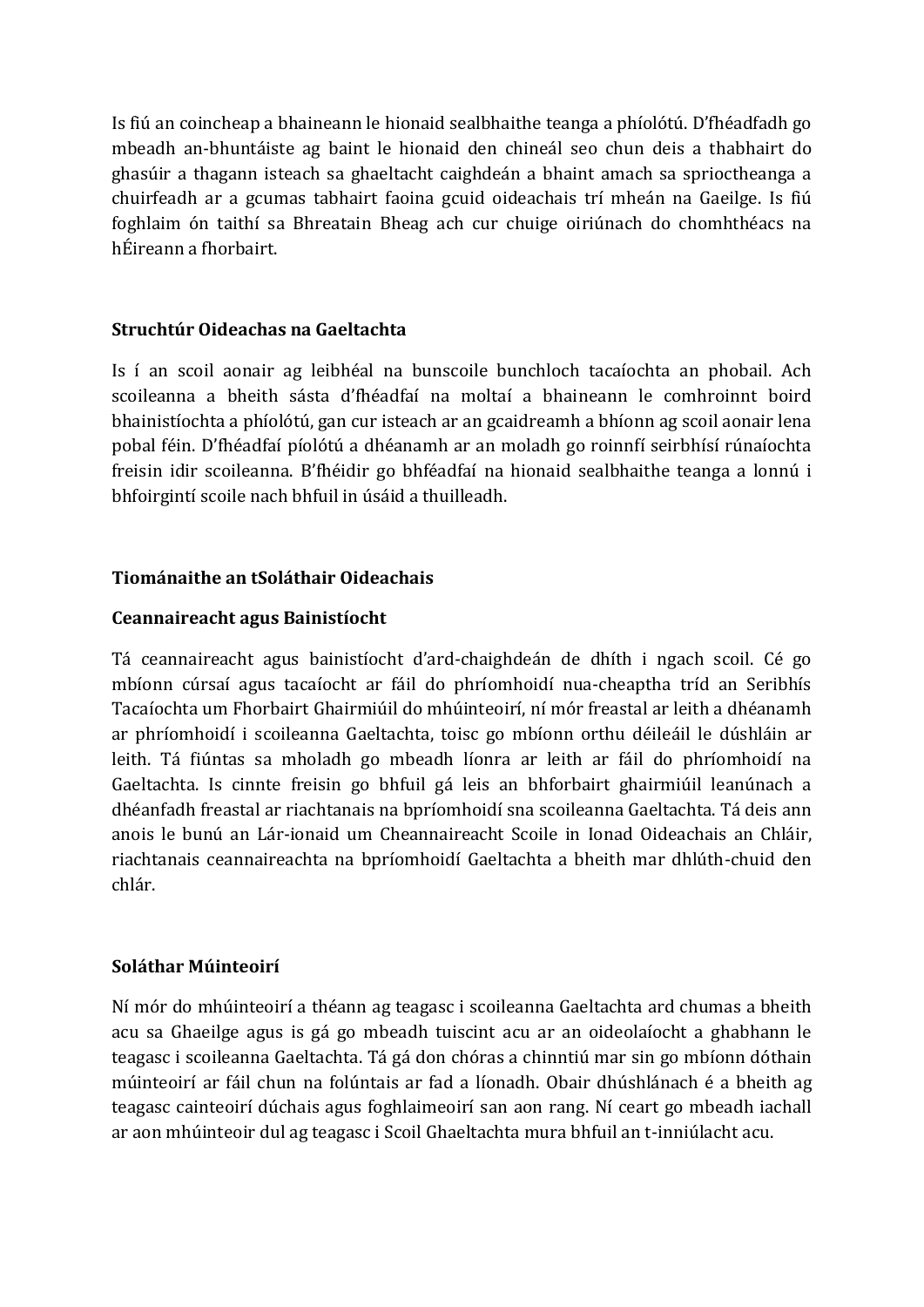Is fiú an coincheap a bhaineann le hionaid sealbhaithe teanga a phíolótú. D'fhéadfadh go mbeadh an-bhuntáiste ag baint le hionaid den chineál seo chun deis a thabhairt do ghasúir a thagann isteach sa ghaeltacht caighdeán a bhaint amach sa sprioctheanga a chuirfeadh ar a gcumas tabhairt faoina gcuid oideachais trí mheán na Gaeilge. Is fiú foghlaim ón taithí sa Bhreatain Bheag ach cur chuige oiriúnach do chomhthéacs na hÉireann a fhorbairt.

### Struchtúr Oideachas na Gaeltachta

Is í an scoil aonair ag leibhéal na bunscoile bunchloch tacaíochta an phobail. Ach scoileanna a bheith sásta d'fhéadfaí na moltaí a bhaineann le comhroinnt boird bhainistíochta a phíolótú, gan cur isteach ar an gcaidreamh a bhíonn ag scoil aonair lena pobal féin. D'fhéadfaí píolótú a dhéanamh ar an moladh go roinnfí seirbhísí rúnaíochta freisin idir scoileanna. B'fhéidir go bhféadfaí na hionaid sealbhaithe teanga a lonnú i bhfoirgintí scoile nach bhfuil in úsáid a thuilleadh.

### Tiománaithe an tSoláthair Oideachais

### Ceannaireacht agus Bainistíocht

Tá ceannaireacht agus bainistíocht d'ard-chaighdeán de dhíth i ngach scoil. Cé go mbíonn cúrsaí agus tacaíocht ar fáil do phríomhoidí nua-cheaptha tríd an Seribhís Tacaíochta um Fhorbairt Ghairmiúil do mhúinteoirí, ní mór freastal ar leith a dhéanamh ar phríomhoidí i scoileanna Gaeltachta, toisc go mbíonn orthu déileáil le dúshláin ar leith. Tá fiúntas sa mholadh go mbeadh líonra ar leith ar fáil do phríomhoidí na Gaeltachta. Is cinnte freisin go bhfuil gá leis an bhforbairt ghairmiúil leanúnach a dhéanfadh freastal ar riachtanais na bpríomhoidí sna scoileanna Gaeltachta. Tá deis ann anois le bunú an Lár-ionaid um Cheannaireacht Scoile in Ionad Oideachais an Chláir, riachtanais ceannaireachta na bpríomhoidí Gaeltachta a bheith mar dhlúth-chuid den chlár.

### Soláthar Múinteoirí

Ní mór do mhúinteoirí a théann ag teagasc i scoileanna Gaeltachta ard chumas a bheith acu sa Ghaeilge agus is gá go mbeadh tuiscint acu ar an oideolaíocht a ghabhann le teagasc i scoileanna Gaeltachta. Tá gá don chóras a chinntiú mar sin go mbíonn dóthain múinteoirí ar fáil chun na folúntais ar fad a líonadh. Obair dhúshlánach é a bheith ag teagasc cainteoirí dúchais agus foghlaimeoirí san aon rang. Ní ceart go mbeadh iachall ar aon mhúinteoir dul ag teagasc i Scoil Ghaeltachta mura bhfuil an t-inniúlacht acu.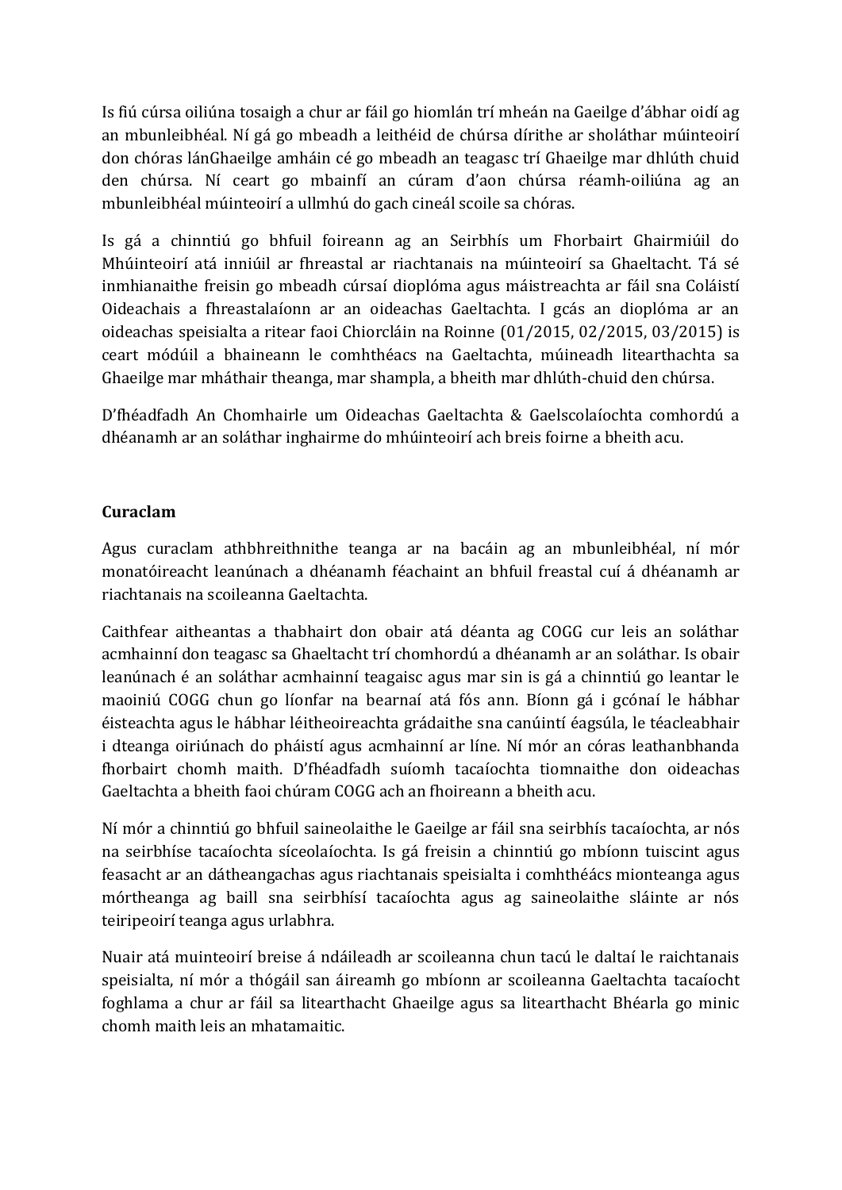Is fiú cúrsa oiliúna tosaigh a chur ar fáil go hiomlán trí mheán na Gaeilge d'ábhar oidí ag an mbunleibhéal. Ní gá go mbeadh a leithéid de chúrsa dírithe ar sholáthar múinteoirí don chóras lánGhaeilge amháin cé go mbeadh an teagasc trí Ghaeilge mar dhlúth chuid den chúrsa. Ní ceart go mbainfí an cúram d'aon chúrsa réamh-oiliúna ag an mbunleibhéal múinteoirí a ullmhú do gach cineál scoile sa chóras.

Is gá a chinntiú go bhfuil foireann ag an Seirbhís um Fhorbairt Ghairmiúil do Mhúinteoirí atá inniúil ar fhreastal ar riachtanais na múinteoirí sa Ghaeltacht. Tá sé inmhianaithe freisin go mbeadh cúrsaí dioplóma agus máistreachta ar fáil sna Coláistí Oideachais a fhreastalaíonn ar an oideachas Gaeltachta. I gcás an dioplóma ar an oideachas speisialta a ritear faoi Chiorcláin na Roinne (01/2015, 02/2015, 03/2015) is ceart módúil a bhaineann le comhthéacs na Gaeltachta, múineadh litearthachta sa Ghaeilge mar mháthair theanga, mar shampla, a bheith mar dhlúth-chuid den chúrsa.

D'fhéadfadh An Chomhairle um Oideachas Gaeltachta & Gaelscolaíochta comhordú a dhéanamh ar an soláthar inghairme do mhúinteoirí ach breis foirne a bheith acu.

**Curaclam**

Agus curaclam athbhreithnithe teanga ar na bacáin ag an mbunleibhéal, ní mór monatóireacht leanúnach a dhéanamh féachaint an bhfuil freastal cuí á dhéanamh ar riachtanais na scoileanna Gaeltachta.

Caithfear aitheantas a thabhairt don obair atá déanta ag COGG cur leis an soláthar acmhainní don teagasc sa Ghaeltacht trí chomhordú a dhéanamh ar an soláthar. Is obair leanúnach é an soláthar acmhainní teagaisc agus mar sin is gá a chinntiú go leantar le maoiniú COGG chun go líonfar na bearnaí atá fós ann. Bíonn gá i gcónaí le hábhar éisteachta agus le hábhar léitheoireachta grádaithe sna canúintí éagsúla, le téacleabhair i dteanga oiriúnach do pháistí agus acmhainní ar líne. Ní mór an córas leathanbhanda fhorbairt chomh maith. D'fhéadfadh suíomh tacaíochta tiomnaithe don oideachas Gaeltachta a bheith faoi chúram COGG ach an fhoireann a bheith acu.

Ní mór a chinntiú go bhfuil saineolaithe le Gaeilge ar fáil sna seirbhís tacaíochta, ar nós na seirbhíse tacaíochta síceolaíochta. Is gá freisin a chinntiú go mbíonn tuiscint agus feasacht ar an dátheangachas agus riachtanais speisialta i comhthéács mionteanga agus mórtheanga ag baill sna seirbhísí tacaíochta agus ag saineolaithe sláinte ar nós teiripeoirí teanga agus urlabhra.

Nuair atá muinteoirí breise á ndáileadh ar scoileanna chun tacú le daltaí le raichtanais speisialta, ní mór a thógáil san áireamh go mbíonn ar scoileanna Gaeltachta tacaíocht foghlama a chur ar fáil sa litearthacht Ghaeilge agus sa litearthacht Bhéarla go minic chomh maith leis an mhatamaitic.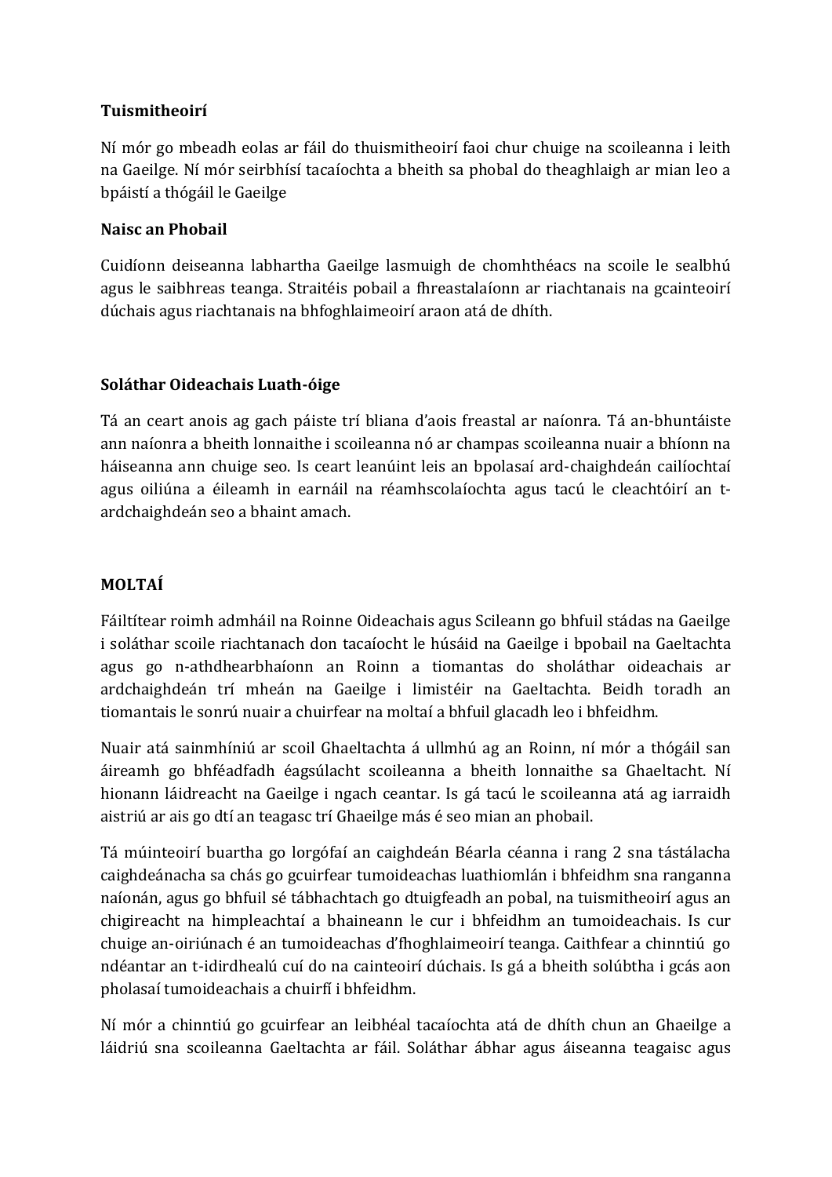**Tuismitheoirí**

Ní mór go mbeadh eolas ar fáil do thuismitheoirí faoi chur chuige na scoileanna i leith na Gaeilge. Ní mór seirbhísí tacaíochta a bheith sa phobal do theaghlaigh ar mian leo a bpáistí a thógáil le Gaeilge

**Naisc an Phobail**

Cuidíonn deiseanna labhartha Gaeilge lasmuigh de chomhthéacs na scoile le sealbhú agus le saibhreas teanga. Straitéis pobail a fhreastalaíonn ar riachtanais na gcainteoirí dúchais agus riachtanais na bhfoghlaimeoirí araon atá de dhíth.

**Soláthar Oideachais Luath-óige**

Tá an ceart anois ag gach páiste trí bliana d'aois freastal ar naíonra. Tá an-bhuntáiste ann naíonra a bheith lonnaithe i scoileanna nó ar champas scoileanna nuair a bhíonn na háiseanna ann chuige seo. Is ceart leanúint leis an bpolasaí ard-chaighdeán cailíochtaí agus oiliúna a éileamh in earnáil na réamhscolaíochta agus tacú le cleachtóirí an t-ardchaighdeán seo a bhaint amach.

**MOLTAÍ**

Fáiltítear roimh admháil na Roinne Oideachais agus Scileann go bhfuil stádas na Gaeilge i soláthar scoile riachtanach don tacaíocht le húsáid na Gaeilge i bpobail na Gaeltachta agus go n-athdhearbhaíonn an Roinn a tiomantas do sholáthar oideachais ar ardchaighdeán trí mheán na Gaeilge i limistéir na Gaeltachta. Beidh toradh an tiomantais le sonrú nuair a chuirfear na moltaí a bhfuil glacadh leo i bhfeidhm.

Nuair atá sainmhíniú ar scoil Ghaeltachta á ullmhú ag an Roinn, ní mór a thógáil san áireamh go bhféadfadh éagsúlacht scoileanna a bheith lonnaithe sa Ghaeltacht. Ní hionann láidreacht na Gaeilge i ngach ceantar. Is gá tacú le scoileanna atá ag iarraidh aistriú ar ais go dtí an teagasc trí Ghaeilge más é seo mian an phobail.

Tá múinteoirí buartha go lorgófaí an caighdeán Béarla céanna i rang 2 sna tástálacha caighdeánacha sa chás go gcuirfear tumoideachas luathiomlán i bhfeidhm sna ranganna naíonán, agus go bhfuil sé tábhachtach go dtuigfeadh an pobal, na tuismitheoirí agus an chigireacht na himpleachtaí a bhaineann le cur i bhfeidhm an tumoideachais. Is cur chuige an-oiriúnach é an tumoideachas d'fhoghlaimeoirí teanga. Caithfear a chinntiú go ndéantar an t-idirdhealú cuí do na cainteoirí dúchais. Is gá a bheith solúbtha i gcás aon pholasaí tumoideachais a chuirfí i bhfeidhm.

Ní mór a chinntiú go gcuirfear an leibhéal tacaíochta atá de dhíth chun an Ghaeilge a láidriú sna scoileanna Gaeltachta ar fáil. Soláthar ábhar agus áiseanna teagaisc agus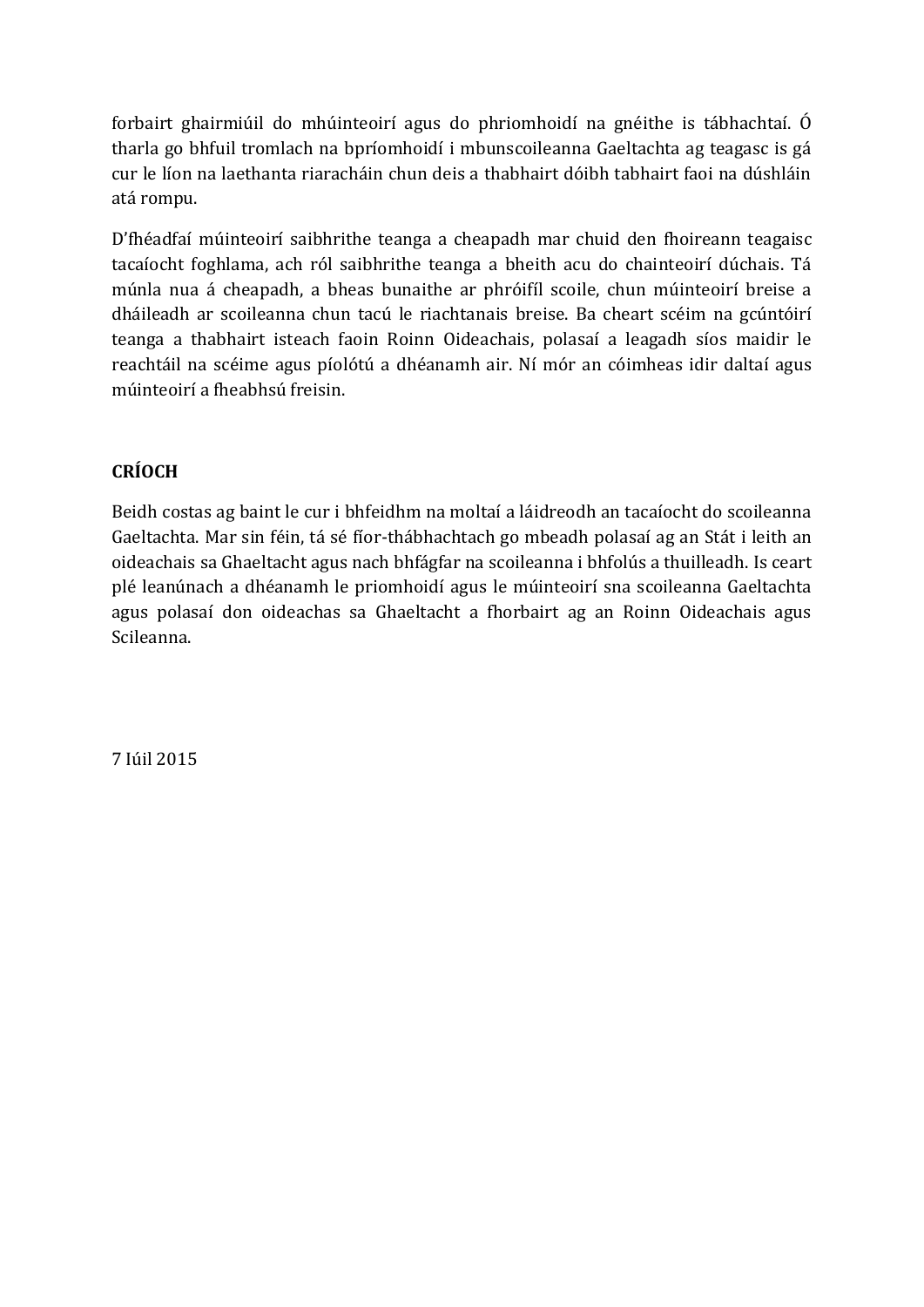forbairt ghairmiúil do mhúinteoirí agus do phriomhoidí na gnéithe is tábhachtaí. Ó tharla go bhfuil tromlach na bpríomhoidí i mbunscoileanna Gaeltachta ag teagasc is gá cur le líon na laethanta riaracháin chun deis a thabhairt dóibh tabhairt faoi na dúshláin atá rompu.

D'fhéadfaí múinteoirí saibhrithe teanga a cheapadh mar chuid den fhoireann teagaisc tacaíocht foghlama, ach ról saibhrithe teanga a bheith acu do chainteoirí dúchais. Tá múnla nua á cheapadh, a bheas bunaithe ar phróifíl scoile, chun múinteoirí breise a dháileadh ar scoileanna chun tacú le riachtanais breise. Ba cheart scéim na gcúntóirí teanga a thabhairt isteach faoin Roinn Oideachais, polasaí a leagadh síos maidir le reachtáil na scéime agus píolótú a dhéanamh air. Ní mór an cóimheas idir daltaí agus múinteoirí a fheabhsú freisin.

**CRÍOCH**

Beidh costas ag baint le cur i bhfeidhm na moltaí a láidreodh an tacaíocht do scoileanna Gaeltachta. Mar sin féin, tá sé fíor-thábhachtach go mbeadh polasaí ag an Stát i leith an oideachais sa Ghaeltacht agus nach bhfágfar na scoileanna i bhfolús a thuilleadh. Is ceart plé leanúnach a dhéanamh le priomhoidí agus le múinteoirí sna scoileanna Gaeltachta agus polasaí don oideachas sa Ghaeltacht a fhorbairt ag an Roinn Oideachais agus Scileanna.

7 Iúil 2015